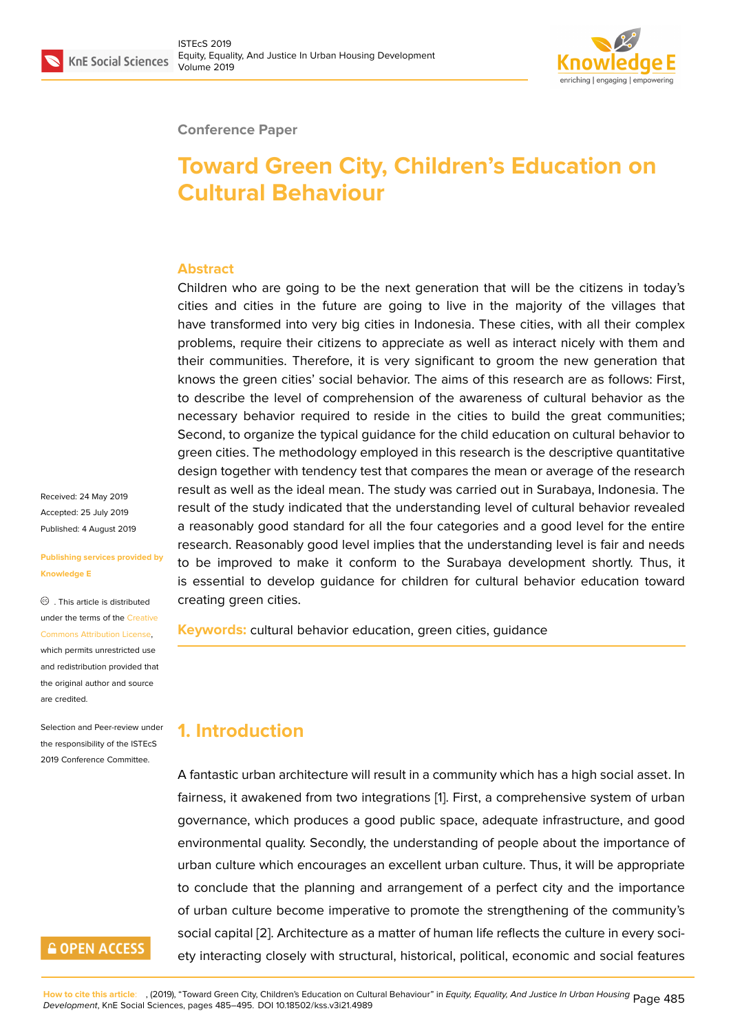Conference Paper

# Toward Green City, Children's Education on Cultural Behaviour

## Abstract

Children who are going to be the next generation that will be the citizens in today's cities and cities in the future are going to live in the majority of the villages that have transformed into very big cities in Indonesia. These cities, with all their complex problems, require their citizens to appreciate as well as interact nicely with them and their communities. Therefore, it is very significant to groom the new generation that knows the green cities' social behavior. The aims of this research are as follows: First, to describe the level of comprehension of the awareness of cultural behavior as the necessary behavior required to reside in the cities to build the great communities; Second, to organize the typical guidance for the child education on cultural behavior to green cities. The methodology employed in this research is the descriptive quantitative design together with tendency test that compares the mean or average of the research result as well as the ideal mean. The study was carried out in Surabaya, Indonesia. The result of the study indicated that the understanding level of cultural behavior revealed a reasonably good standard for all the four categories and a good level for the entire research. Reasonably good level implies that the understanding level is fair and needs to be improved to make it conform to the Surabaya development shortly. Thus, it is essential to develop guidance for children for cultural behavior education toward creating green cities.

**Keywords:** cultural behavior education, green cities, guidance

Received: 24 May 2019
Accepted: 25 July 2019
Published: 4 August 2019

Publishing services provided by Knowledge E

. This article is distributed under the terms of the Creative Commons Attribution License, which permits unrestricted use and redistribution provided that the original author and source are credited.

Selection and Peer-review under the responsibility of the ISTEcS 2019 Conference Committee.

## 1. Introduction

A fantastic urban architecture will result in a community which has a high social asset. In fairness, it awakened from two integrations [1]. First, a comprehensive system of urban governance, which produces a good public space, adequate infrastructure, and good environmental quality. Secondly, the understanding of people about the importance of urban culture which encourages an excellent urban culture. Thus, it will be appropriate to conclude that the planning and arrangement of a perfect city and the importance of urban culture become imperative to promote the strengthening of the community's social capital [2]. Architecture as a matter of human life reflects the culture in every society interacting closely with structural, historical, political, economic and social features

How to cite this article: , (2019), "Toward Green City, Children's Education on Cultural Behaviour" in *Equity, Equality, And Justice In Urban Housing Development*, KnE Social Sciences, pages 485–495. DOI 10.18502/kss.v3i21.4989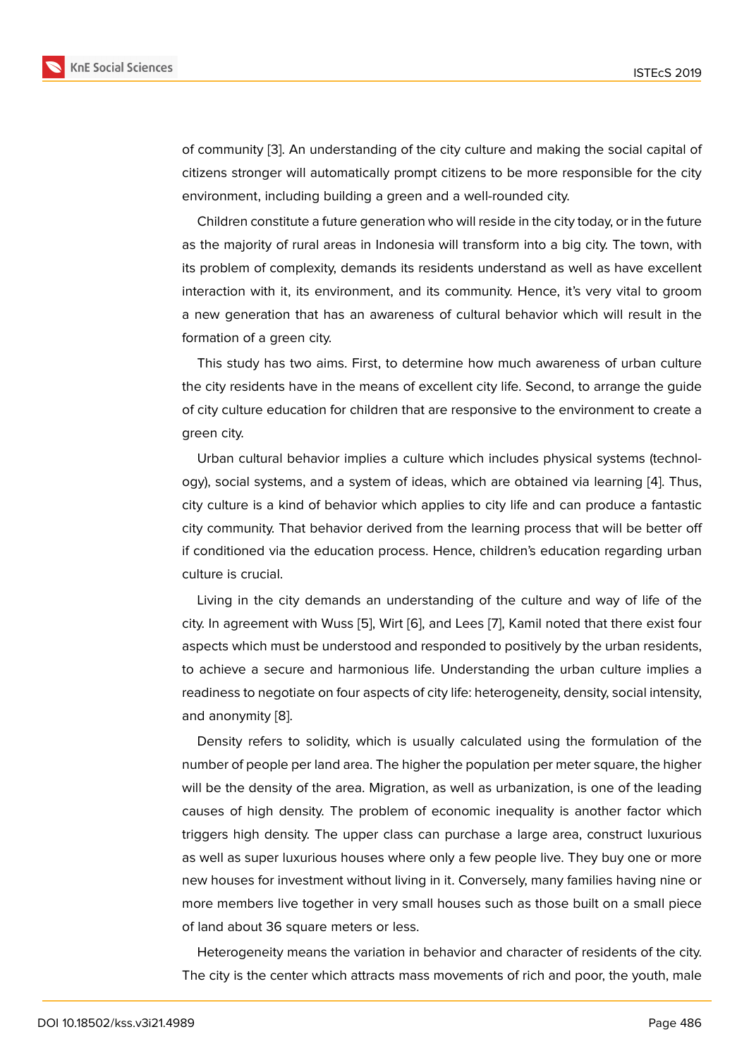of community [3]. An understanding of the city culture and making the social capital of citizens stronger will automatically prompt citizens to be more responsible for the city environment, including building a green and a well-rounded city.

Children constitute a future generation who will reside in the city today, or in the future as the majority of rural areas in Indonesia will transform into a big city. The town, with its problem of complexity, demands its residents understand as well as have excellent interaction with it, its environment, and its community. Hence, it's very vital to groom a new generation that has an awareness of cultural behavior which will result in the formation of a green city.

This study has two aims. First, to determine how much awareness of urban culture the city residents have in the means of excellent city life. Second, to arrange the guide of city culture education for children that are responsive to the environment to create a green city.

Urban cultural behavior implies a culture which includes physical systems (technology), social systems, and a system of ideas, which are obtained via learning [4]. Thus, city culture is a kind of behavior which applies to city life and can produce a fantastic city community. That behavior derived from the learning process that will be better off if conditioned via the education process. Hence, children's education regarding urban culture is crucial.

Living in the city demands an understanding of the culture and way of life of the city. In agreement with Wuss [5], Wirt [6], and Lees [7], Kamil noted that there exist four aspects which must be understood and responded to positively by the urban residents, to achieve a secure and harmonious life. Understanding the urban culture implies a readiness to negotiate on four aspects of city life: heterogeneity, density, social intensity, and anonymity [8].

Density refers to solidity, which is usually calculated using the formulation of the number of people per land area. The higher the population per meter square, the higher will be the density of the area. Migration, as well as urbanization, is one of the leading causes of high density. The problem of economic inequality is another factor which triggers high density. The upper class can purchase a large area, construct luxurious as well as super luxurious houses where only a few people live. They buy one or more new houses for investment without living in it. Conversely, many families having nine or more members live together in very small houses such as those built on a small piece of land about 36 square meters or less.

Heterogeneity means the variation in behavior and character of residents of the city. The city is the center which attracts mass movements of rich and poor, the youth, male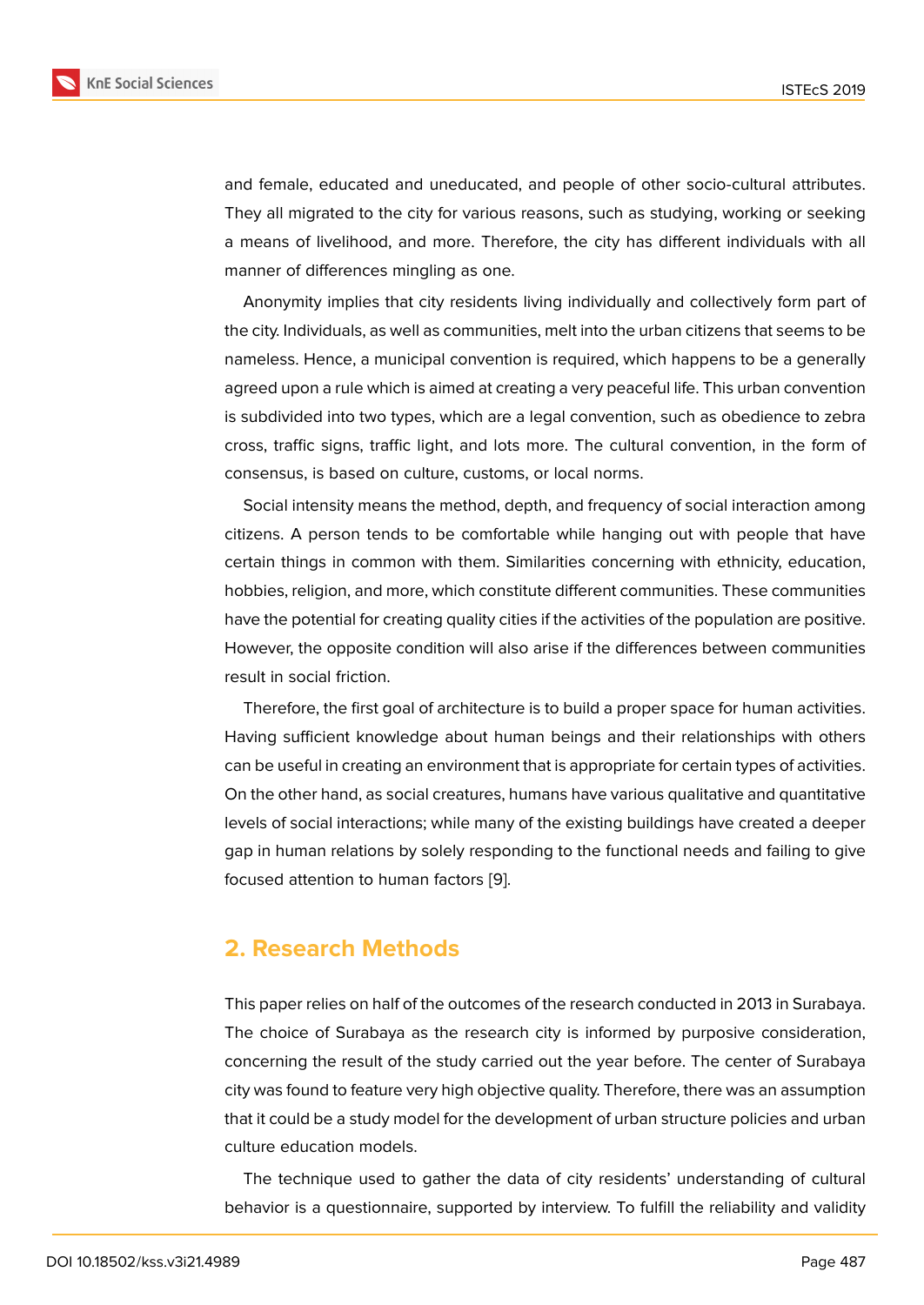and female, educated and uneducated, and people of other socio-cultural attributes. They all migrated to the city for various reasons, such as studying, working or seeking a means of livelihood, and more. Therefore, the city has different individuals with all manner of differences mingling as one.

Anonymity implies that city residents living individually and collectively form part of the city. Individuals, as well as communities, melt into the urban citizens that seems to be nameless. Hence, a municipal convention is required, which happens to be a generally agreed upon a rule which is aimed at creating a very peaceful life. This urban convention is subdivided into two types, which are a legal convention, such as obedience to zebra cross, traffic signs, traffic light, and lots more. The cultural convention, in the form of consensus, is based on culture, customs, or local norms.

Social intensity means the method, depth, and frequency of social interaction among citizens. A person tends to be comfortable while hanging out with people that have certain things in common with them. Similarities concerning with ethnicity, education, hobbies, religion, and more, which constitute different communities. These communities have the potential for creating quality cities if the activities of the population are positive. However, the opposite condition will also arise if the differences between communities result in social friction.

Therefore, the first goal of architecture is to build a proper space for human activities. Having sufficient knowledge about human beings and their relationships with others can be useful in creating an environment that is appropriate for certain types of activities. On the other hand, as social creatures, humans have various qualitative and quantitative levels of social interactions; while many of the existing buildings have created a deeper gap in human relations by solely responding to the functional needs and failing to give focused attention to human factors [9].

## 2. Research Methods

This paper relies on half of the outcomes of the research conducted in 2013 in Surabaya. The choice of Surabaya as the research city is informed by purposive consideration, concerning the result of the study carried out the year before. The center of Surabaya city was found to feature very high objective quality. Therefore, there was an assumption that it could be a study model for the development of urban structure policies and urban culture education models.

The technique used to gather the data of city residents' understanding of cultural behavior is a questionnaire, supported by interview. To fulfill the reliability and validity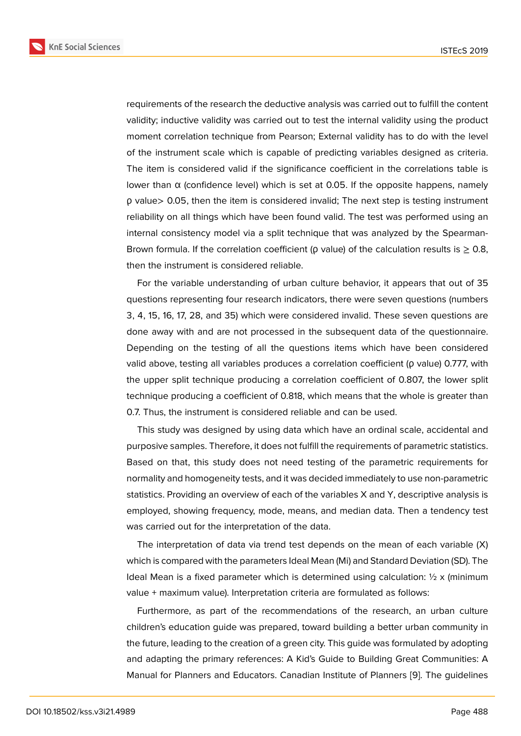requirements of the research the deductive analysis was carried out to fulfill the content validity; inductive validity was carried out to test the internal validity using the product moment correlation technique from Pearson; External validity has to do with the level of the instrument scale which is capable of predicting variables designed as criteria. The item is considered valid if the significance coefficient in the correlations table is lower than α (confidence level) which is set at 0.05. If the opposite happens, namely ρ value> 0.05, then the item is considered invalid; The next step is testing instrument reliability on all things which have been found valid. The test was performed using an internal consistency model via a split technique that was analyzed by the Spearman-Brown formula. If the correlation coefficient (ρ value) of the calculation results is ≥ 0.8, then the instrument is considered reliable.

For the variable understanding of urban culture behavior, it appears that out of 35 questions representing four research indicators, there were seven questions (numbers 3, 4, 15, 16, 17, 28, and 35) which were considered invalid. These seven questions are done away with and are not processed in the subsequent data of the questionnaire. Depending on the testing of all the questions items which have been considered valid above, testing all variables produces a correlation coefficient (ρ value) 0.777, with the upper split technique producing a correlation coefficient of 0.807, the lower split technique producing a coefficient of 0.818, which means that the whole is greater than 0.7. Thus, the instrument is considered reliable and can be used.

This study was designed by using data which have an ordinal scale, accidental and purposive samples. Therefore, it does not fulfill the requirements of parametric statistics. Based on that, this study does not need testing of the parametric requirements for normality and homogeneity tests, and it was decided immediately to use non-parametric statistics. Providing an overview of each of the variables X and Y, descriptive analysis is employed, showing frequency, mode, means, and median data. Then a tendency test was carried out for the interpretation of the data.

The interpretation of data via trend test depends on the mean of each variable (X) which is compared with the parameters Ideal Mean (Mi) and Standard Deviation (SD). The Ideal Mean is a fixed parameter which is determined using calculation: ½ x (minimum value + maximum value). Interpretation criteria are formulated as follows:

Furthermore, as part of the recommendations of the research, an urban culture children's education guide was prepared, toward building a better urban community in the future, leading to the creation of a green city. This guide was formulated by adopting and adapting the primary references: A Kid's Guide to Building Great Communities: A Manual for Planners and Educators. Canadian Institute of Planners [9]. The guidelines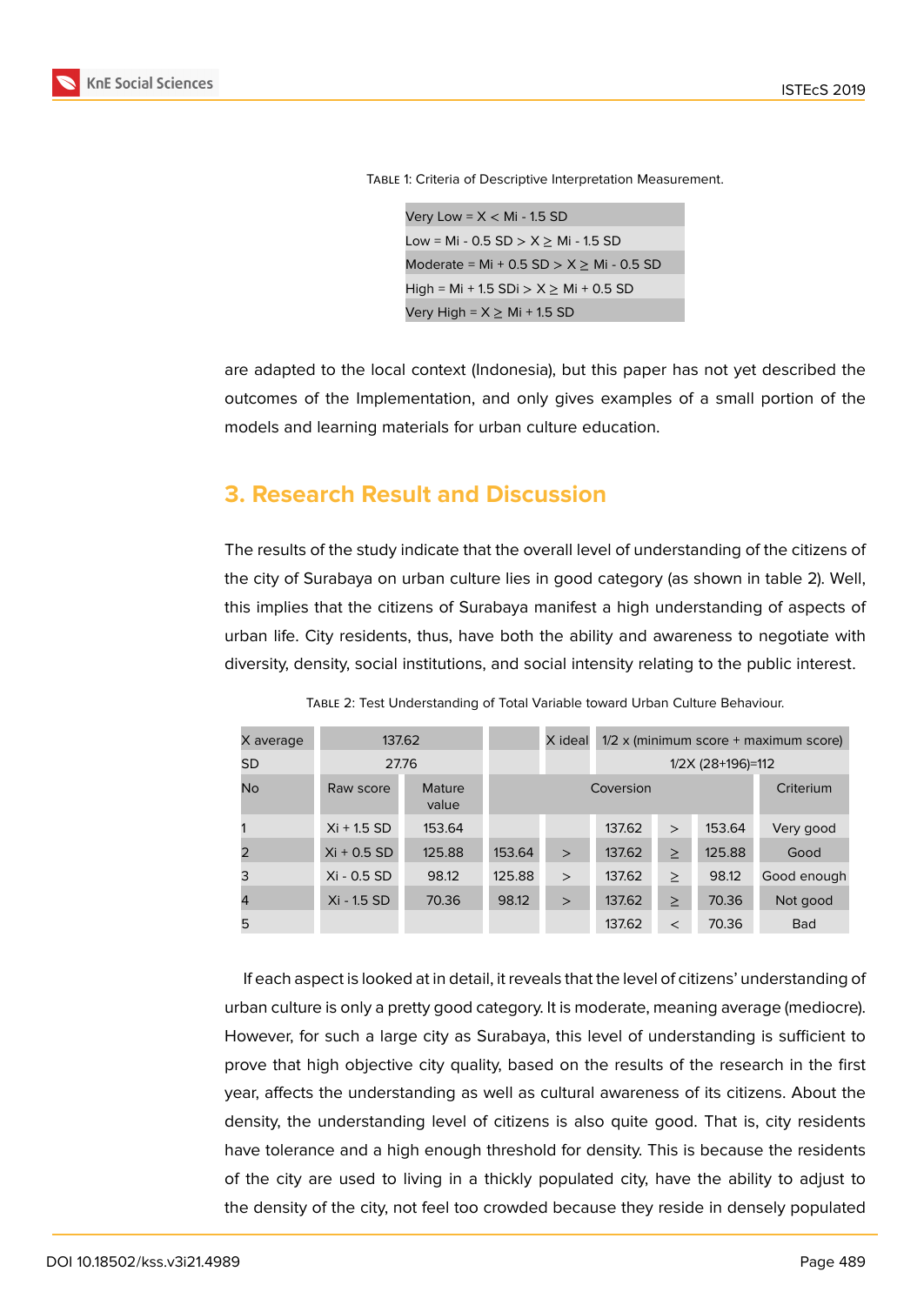Table 1: Criteria of Descriptive Interpretation Measurement.

| Criteria |
|---|
| Very Low = X < Mi - 1.5 SD |
| Low = Mi - 0.5 SD > X ≥ Mi - 1.5 SD |
| Moderate = Mi + 0.5 SD > X ≥ Mi - 0.5 SD |
| High = Mi + 1.5 SDi > X ≥ Mi + 0.5 SD |
| Very High = X ≥ Mi + 1.5 SD |

are adapted to the local context (Indonesia), but this paper has not yet described the outcomes of the Implementation, and only gives examples of a small portion of the models and learning materials for urban culture education.

## 3. Research Result and Discussion

The results of the study indicate that the overall level of understanding of the citizens of the city of Surabaya on urban culture lies in good category (as shown in table 2). Well, this implies that the citizens of Surabaya manifest a high understanding of aspects of urban life. City residents, thus, have both the ability and awareness to negotiate with diversity, density, social institutions, and social intensity relating to the public interest.

Table 2: Test Understanding of Total Variable toward Urban Culture Behaviour.

| X average | 137.62 | | | X ideal | 1/2 x (minimum score + maximum score) | | | |
|---|---|---|---|---|---|---|---|---|
| SD | 27.76 | | | | 1/2X (28+196)=112 | | | |
| No | Raw score | Mature value | Coversion | | | | | Criterium |
| 1 | Xi + 1.5 SD | 153.64 | | | 137.62 | > | 153.64 | Very good |
| 2 | Xi + 0.5 SD | 125.88 | 153.64 | > | 137.62 | ≥ | 125.88 | Good |
| 3 | Xi - 0.5 SD | 98.12 | 125.88 | > | 137.62 | ≥ | 98.12 | Good enough |
| 4 | Xi - 1.5 SD | 70.36 | 98.12 | > | 137.62 | ≥ | 70.36 | Not good |
| 5 | | | | | 137.62 | < | 70.36 | Bad |

If each aspect is looked at in detail, it reveals that the level of citizens' understanding of urban culture is only a pretty good category. It is moderate, meaning average (mediocre). However, for such a large city as Surabaya, this level of understanding is sufficient to prove that high objective city quality, based on the results of the research in the first year, affects the understanding as well as cultural awareness of its citizens. About the density, the understanding level of citizens is also quite good. That is, city residents have tolerance and a high enough threshold for density. This is because the residents of the city are used to living in a thickly populated city, have the ability to adjust to the density of the city, not feel too crowded because they reside in densely populated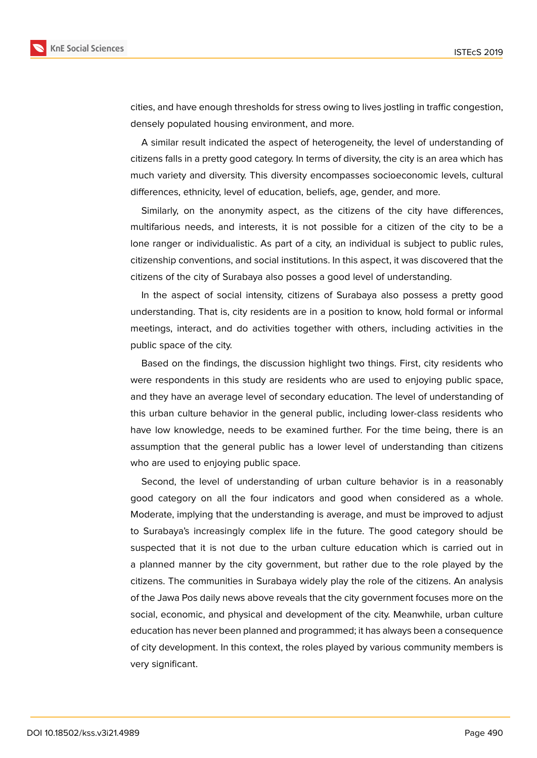cities, and have enough thresholds for stress owing to lives jostling in traffic congestion, densely populated housing environment, and more.

A similar result indicated the aspect of heterogeneity, the level of understanding of citizens falls in a pretty good category. In terms of diversity, the city is an area which has much variety and diversity. This diversity encompasses socioeconomic levels, cultural differences, ethnicity, level of education, beliefs, age, gender, and more.

Similarly, on the anonymity aspect, as the citizens of the city have differences, multifarious needs, and interests, it is not possible for a citizen of the city to be a lone ranger or individualistic. As part of a city, an individual is subject to public rules, citizenship conventions, and social institutions. In this aspect, it was discovered that the citizens of the city of Surabaya also posses a good level of understanding.

In the aspect of social intensity, citizens of Surabaya also possess a pretty good understanding. That is, city residents are in a position to know, hold formal or informal meetings, interact, and do activities together with others, including activities in the public space of the city.

Based on the findings, the discussion highlight two things. First, city residents who were respondents in this study are residents who are used to enjoying public space, and they have an average level of secondary education. The level of understanding of this urban culture behavior in the general public, including lower-class residents who have low knowledge, needs to be examined further. For the time being, there is an assumption that the general public has a lower level of understanding than citizens who are used to enjoying public space.

Second, the level of understanding of urban culture behavior is in a reasonably good category on all the four indicators and good when considered as a whole. Moderate, implying that the understanding is average, and must be improved to adjust to Surabaya's increasingly complex life in the future. The good category should be suspected that it is not due to the urban culture education which is carried out in a planned manner by the city government, but rather due to the role played by the citizens. The communities in Surabaya widely play the role of the citizens. An analysis of the Jawa Pos daily news above reveals that the city government focuses more on the social, economic, and physical and development of the city. Meanwhile, urban culture education has never been planned and programmed; it has always been a consequence of city development. In this context, the roles played by various community members is very significant.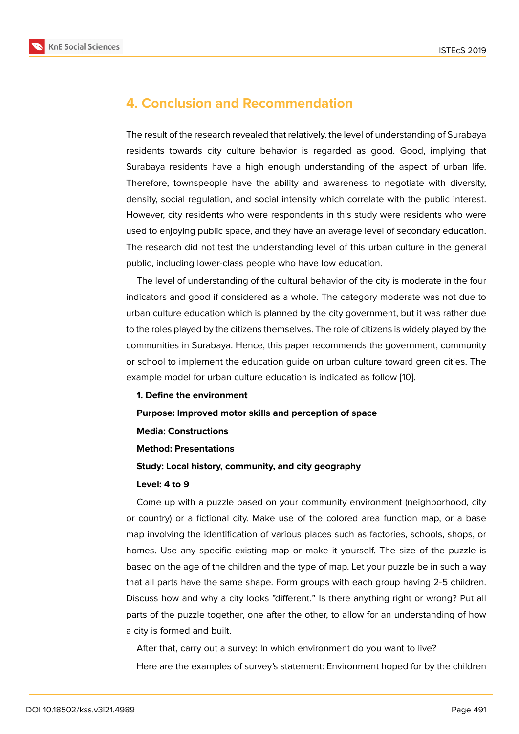## 4. Conclusion and Recommendation

The result of the research revealed that relatively, the level of understanding of Surabaya residents towards city culture behavior is regarded as good. Good, implying that Surabaya residents have a high enough understanding of the aspect of urban life. Therefore, townspeople have the ability and awareness to negotiate with diversity, density, social regulation, and social intensity which correlate with the public interest. However, city residents who were respondents in this study were residents who were used to enjoying public space, and they have an average level of secondary education. The research did not test the understanding level of this urban culture in the general public, including lower-class people who have low education.

The level of understanding of the cultural behavior of the city is moderate in the four indicators and good if considered as a whole. The category moderate was not due to urban culture education which is planned by the city government, but it was rather due to the roles played by the citizens themselves. The role of citizens is widely played by the communities in Surabaya. Hence, this paper recommends the government, community or school to implement the education guide on urban culture toward green cities. The example model for urban culture education is indicated as follow [10].

**1. Define the environment**

**Purpose: Improved motor skills and perception of space**

**Media: Constructions**

**Method: Presentations**

**Study: Local history, community, and city geography**

**Level: 4 to 9**

Come up with a puzzle based on your community environment (neighborhood, city or country) or a fictional city. Make use of the colored area function map, or a base map involving the identification of various places such as factories, schools, shops, or homes. Use any specific existing map or make it yourself. The size of the puzzle is based on the age of the children and the type of map. Let your puzzle be in such a way that all parts have the same shape. Form groups with each group having 2-5 children. Discuss how and why a city looks "different." Is there anything right or wrong? Put all parts of the puzzle together, one after the other, to allow for an understanding of how a city is formed and built.

After that, carry out a survey: In which environment do you want to live?

Here are the examples of survey's statement: Environment hoped for by the children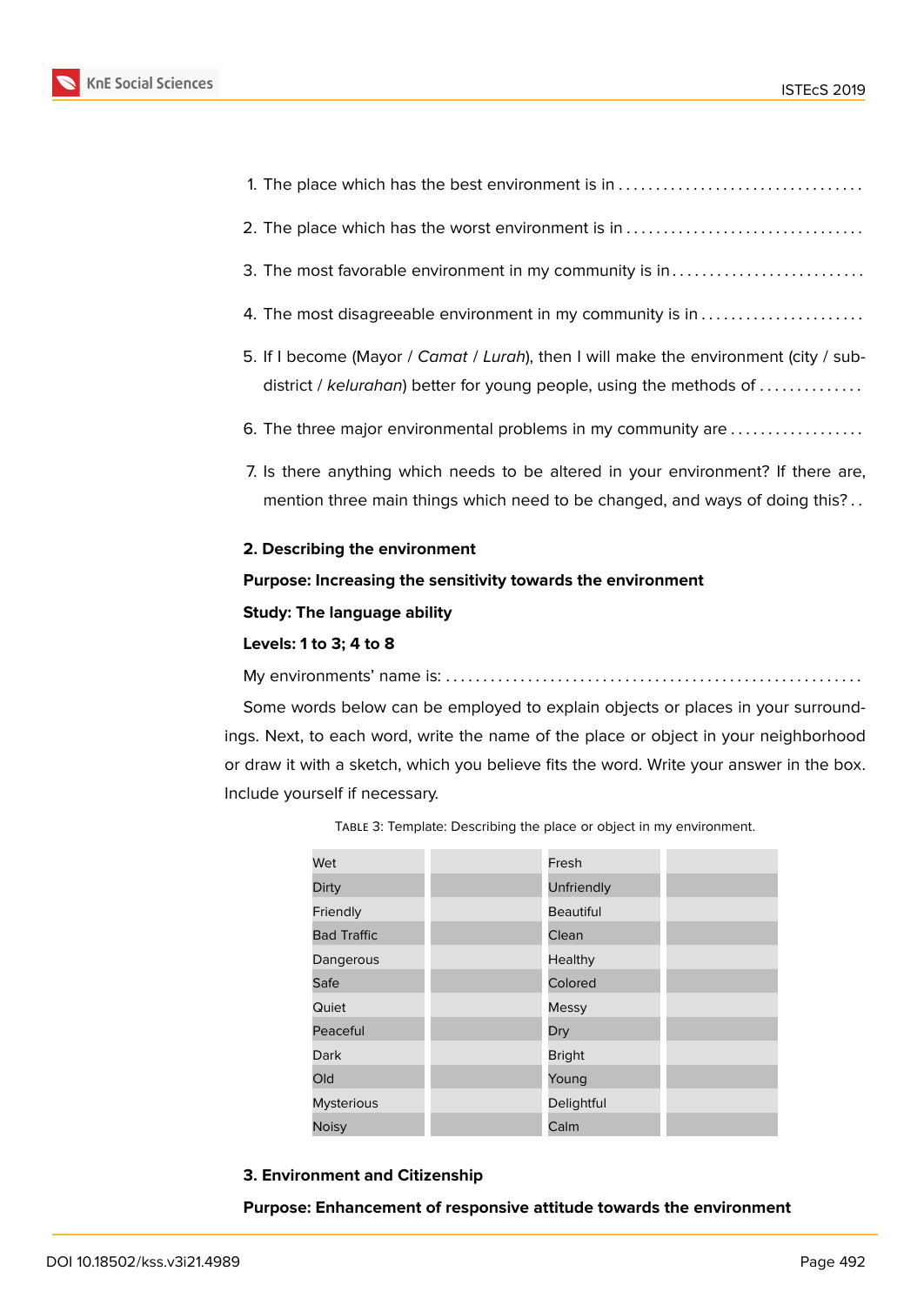1. The place which has the best environment is in . . . . . . . . . . . . . . . . . . . . . . . . . . . . . . . . .
2. The place which has the worst environment is in . . . . . . . . . . . . . . . . . . . . . . . . . . . . . . . .
3. The most favorable environment in my community is in . . . . . . . . . . . . . . . . . . . . . . . . . .
4. The most disagreeable environment in my community is in . . . . . . . . . . . . . . . . . . . . . .
5. If I become (Mayor / *Camat* / *Lurah*), then I will make the environment (city / sub-district / *kelurahan*) better for young people, using the methods of . . . . . . . . . . . . . .
6. The three major environmental problems in my community are . . . . . . . . . . . . . . . . . .
7. Is there anything which needs to be altered in your environment? If there are, mention three main things which need to be changed, and ways of doing this? . .

**2. Describing the environment**

**Purpose: Increasing the sensitivity towards the environment**

**Study: The language ability**

**Levels: 1 to 3; 4 to 8**

My environments' name is: . . . . . . . . . . . . . . . . . . . . . . . . . . . . . . . . . . . . . . . . . . . . . . . . . . . . . .

Some words below can be employed to explain objects or places in your surroundings. Next, to each word, write the name of the place or object in your neighborhood or draw it with a sketch, which you believe fits the word. Write your answer in the box. Include yourself if necessary.

Table 3: Template: Describing the place or object in my environment.

| | | | |
|---|---|---|---|
| Wet | | Fresh | |
| Dirty | | Unfriendly | |
| Friendly | | Beautiful | |
| Bad Traffic | | Clean | |
| Dangerous | | Healthy | |
| Safe | | Colored | |
| Quiet | | Messy | |
| Peaceful | | Dry | |
| Dark | | Bright | |
| Old | | Young | |
| Mysterious | | Delightful | |
| Noisy | | Calm | |

**3. Environment and Citizenship**

**Purpose: Enhancement of responsive attitude towards the environment**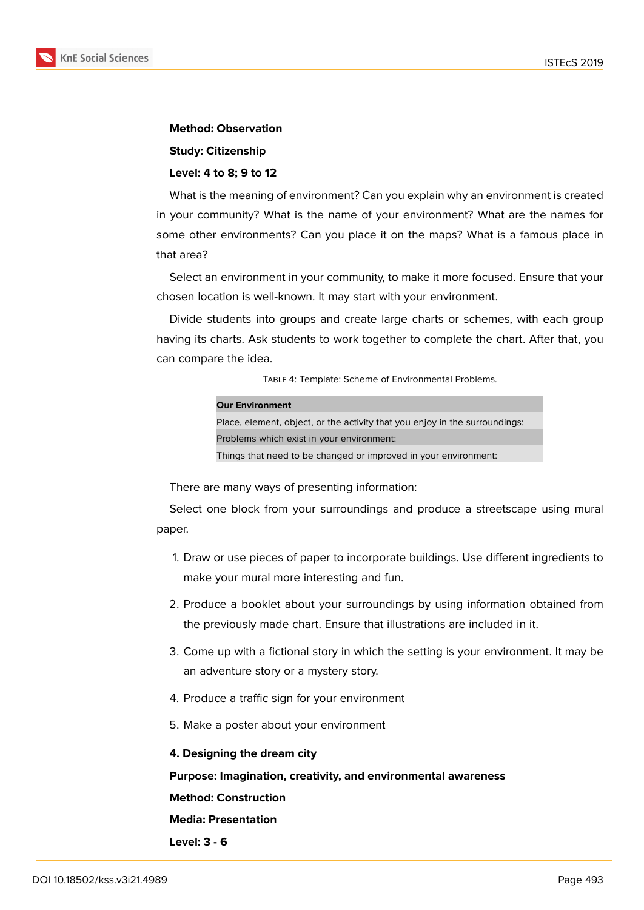**Method: Observation**

**Study: Citizenship**

**Level: 4 to 8; 9 to 12**

What is the meaning of environment? Can you explain why an environment is created in your community? What is the name of your environment? What are the names for some other environments? Can you place it on the maps? What is a famous place in that area?

Select an environment in your community, to make it more focused. Ensure that your chosen location is well-known. It may start with your environment.

Divide students into groups and create large charts or schemes, with each group having its charts. Ask students to work together to complete the chart. After that, you can compare the idea.

Table 4: Template: Scheme of Environmental Problems.

| **Our Environment** |
|---|
| Place, element, object, or the activity that you enjoy in the surroundings: |
| Problems which exist in your environment: |
| Things that need to be changed or improved in your environment: |

There are many ways of presenting information:

Select one block from your surroundings and produce a streetscape using mural paper.

1. Draw or use pieces of paper to incorporate buildings. Use different ingredients to make your mural more interesting and fun.
2. Produce a booklet about your surroundings by using information obtained from the previously made chart. Ensure that illustrations are included in it.
3. Come up with a fictional story in which the setting is your environment. It may be an adventure story or a mystery story.
4. Produce a traffic sign for your environment
5. Make a poster about your environment

**4. Designing the dream city**

**Purpose: Imagination, creativity, and environmental awareness**

**Method: Construction**

**Media: Presentation**

**Level: 3 - 6**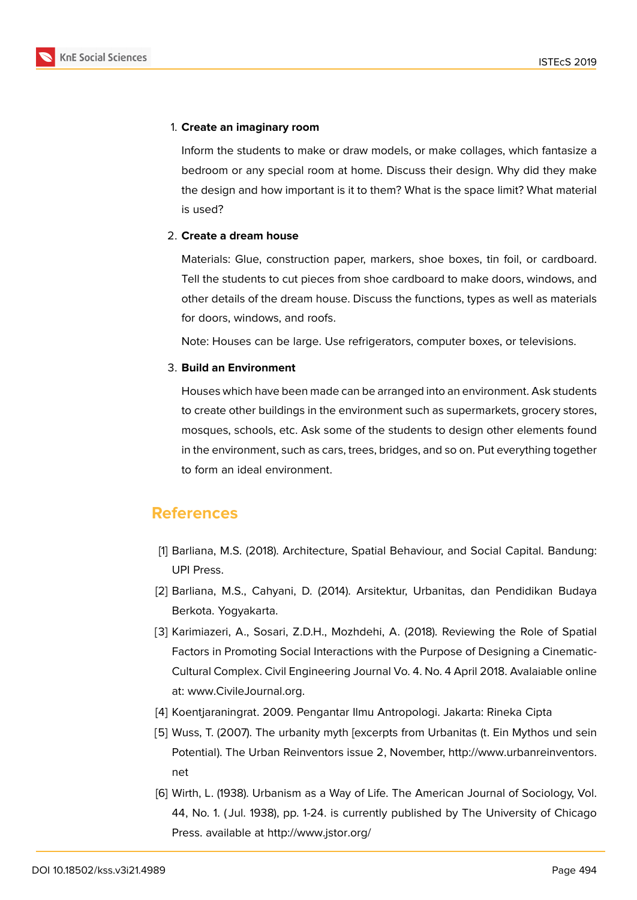1. **Create an imaginary room**

   Inform the students to make or draw models, or make collages, which fantasize a bedroom or any special room at home. Discuss their design. Why did they make the design and how important is it to them? What is the space limit? What material is used?

2. **Create a dream house**

   Materials: Glue, construction paper, markers, shoe boxes, tin foil, or cardboard. Tell the students to cut pieces from shoe cardboard to make doors, windows, and other details of the dream house. Discuss the functions, types as well as materials for doors, windows, and roofs.

   Note: Houses can be large. Use refrigerators, computer boxes, or televisions.

3. **Build an Environment**

   Houses which have been made can be arranged into an environment. Ask students to create other buildings in the environment such as supermarkets, grocery stores, mosques, schools, etc. Ask some of the students to design other elements found in the environment, such as cars, trees, bridges, and so on. Put everything together to form an ideal environment.

## References

[1] Barliana, M.S. (2018). Architecture, Spatial Behaviour, and Social Capital. Bandung: UPI Press.

[2] Barliana, M.S., Cahyani, D. (2014). Arsitektur, Urbanitas, dan Pendidikan Budaya Berkota. Yogyakarta.

[3] Karimiazeri, A., Sosari, Z.D.H., Mozhdehi, A. (2018). Reviewing the Role of Spatial Factors in Promoting Social Interactions with the Purpose of Designing a Cinematic-Cultural Complex. Civil Engineering Journal Vo. 4. No. 4 April 2018. Avalaiable online at: www.CivileJournal.org.

[4] Koentjaraningrat. 2009. Pengantar Ilmu Antropologi. Jakarta: Rineka Cipta

[5] Wuss, T. (2007). The urbanity myth [excerpts from Urbanitas (t. Ein Mythos und sein Potential). The Urban Reinventors issue 2, November, http://www.urbanreinventors.net

[6] Wirth, L. (1938). Urbanism as a Way of Life. The American Journal of Sociology, Vol. 44, No. 1. (Jul. 1938), pp. 1-24. is currently published by The University of Chicago Press. available at http://www.jstor.org/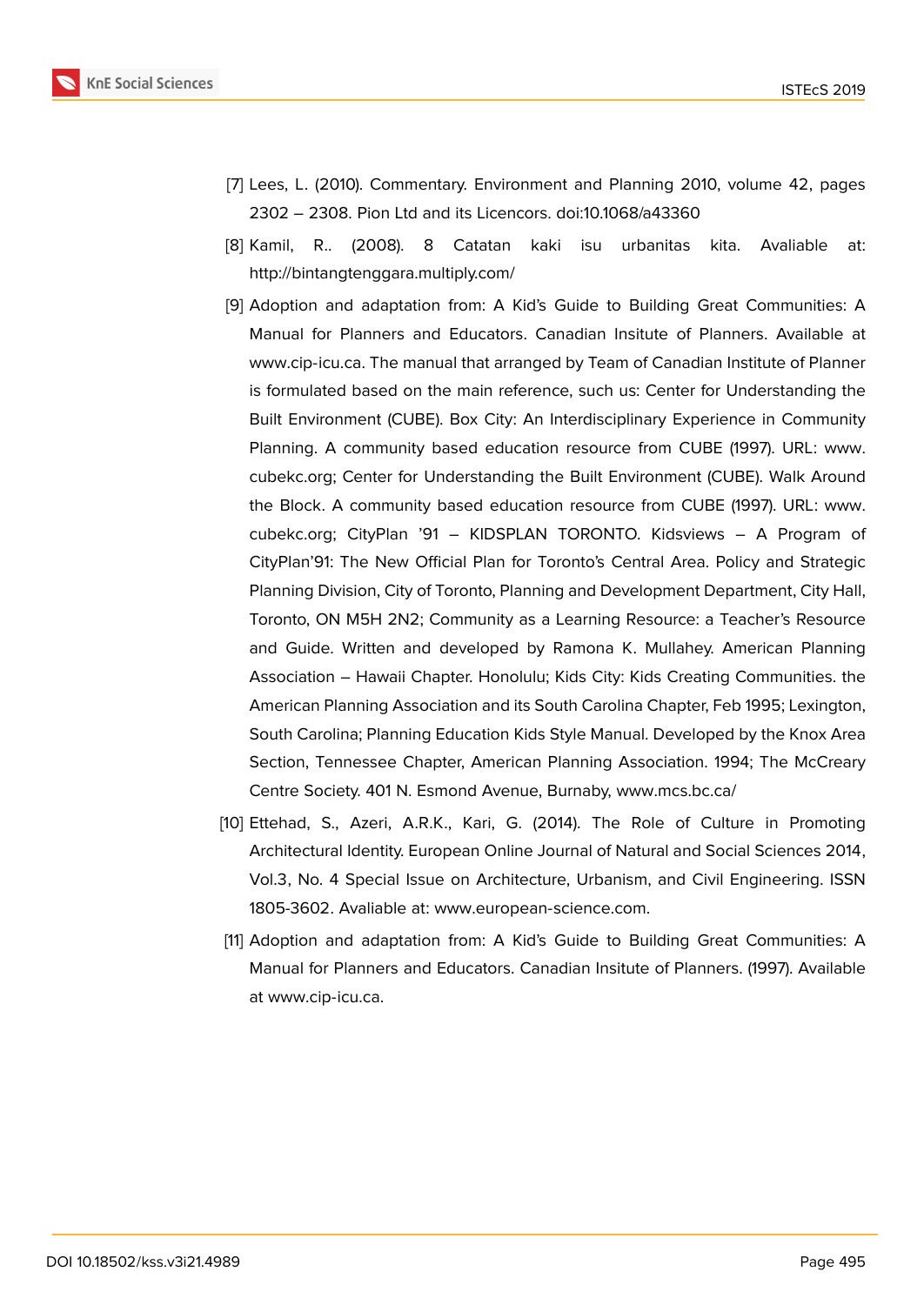[7] Lees, L. (2010). Commentary. Environment and Planning 2010, volume 42, pages 2302 – 2308. Pion Ltd and its Licencors. doi:10.1068/a43360

[8] Kamil, R.. (2008). 8 Catatan kaki isu urbanitas kita. Avaliable at: http://bintangtenggara.multiply.com/

[9] Adoption and adaptation from: A Kid's Guide to Building Great Communities: A Manual for Planners and Educators. Canadian Insitute of Planners. Available at www.cip-icu.ca. The manual that arranged by Team of Canadian Institute of Planner is formulated based on the main reference, such us: Center for Understanding the Built Environment (CUBE). Box City: An Interdisciplinary Experience in Community Planning. A community based education resource from CUBE (1997). URL: www.cubekc.org; Center for Understanding the Built Environment (CUBE). Walk Around the Block. A community based education resource from CUBE (1997). URL: www.cubekc.org; CityPlan '91 – KIDSPLAN TORONTO. Kidsviews – A Program of CityPlan'91: The New Official Plan for Toronto's Central Area. Policy and Strategic Planning Division, City of Toronto, Planning and Development Department, City Hall, Toronto, ON M5H 2N2; Community as a Learning Resource: a Teacher's Resource and Guide. Written and developed by Ramona K. Mullahey. American Planning Association – Hawaii Chapter. Honolulu; Kids City: Kids Creating Communities. the American Planning Association and its South Carolina Chapter, Feb 1995; Lexington, South Carolina; Planning Education Kids Style Manual. Developed by the Knox Area Section, Tennessee Chapter, American Planning Association. 1994; The McCreary Centre Society. 401 N. Esmond Avenue, Burnaby, www.mcs.bc.ca/

[10] Ettehad, S., Azeri, A.R.K., Kari, G. (2014). The Role of Culture in Promoting Architectural Identity. European Online Journal of Natural and Social Sciences 2014, Vol.3, No. 4 Special Issue on Architecture, Urbanism, and Civil Engineering. ISSN 1805-3602. Avaliable at: www.european-science.com.

[11] Adoption and adaptation from: A Kid's Guide to Building Great Communities: A Manual for Planners and Educators. Canadian Insitute of Planners. (1997). Available at www.cip-icu.ca.